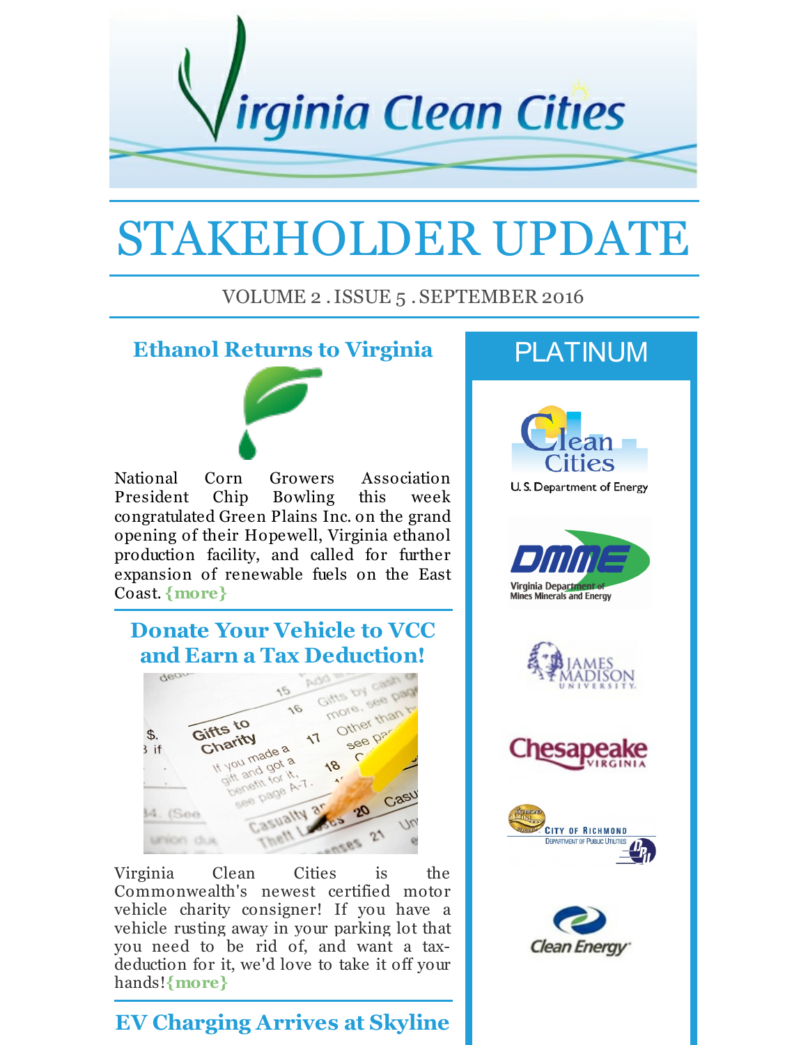# STAKEHOLDER UPDATE

VOLUME 2 . ISSUE 5 . SEPTEMBER 2016

## Ethanol Returns to Virginia

National Corn Growers Association President Chip Bowling this week congratulated Green Plains Inc. on the grand opening of their Hopewell, Virginia ethanol production facility, and called for further expansion of renewable fuels on the East Coast. {more}

## Donate Your Vehicle to VCC and Earn a Tax Deduction!

Virginia Clean Cities is the Commonwealth's newest certified motor vehicle charity consigner! If you have a vehicle rusting away in your parking lot that you need to be rid of, and want a tax-deduction for it, we'd love to take it off your hands!{more}

## EV Charging Arrives at Skyline

## PLATINUM

Clean Cities U. S. Department of Energy

DMME Virginia Department of Mines Minerals and Energy

James Madison University

Chesapeake Virginia

City of Richmond Department of Public Utilities

Clean Energy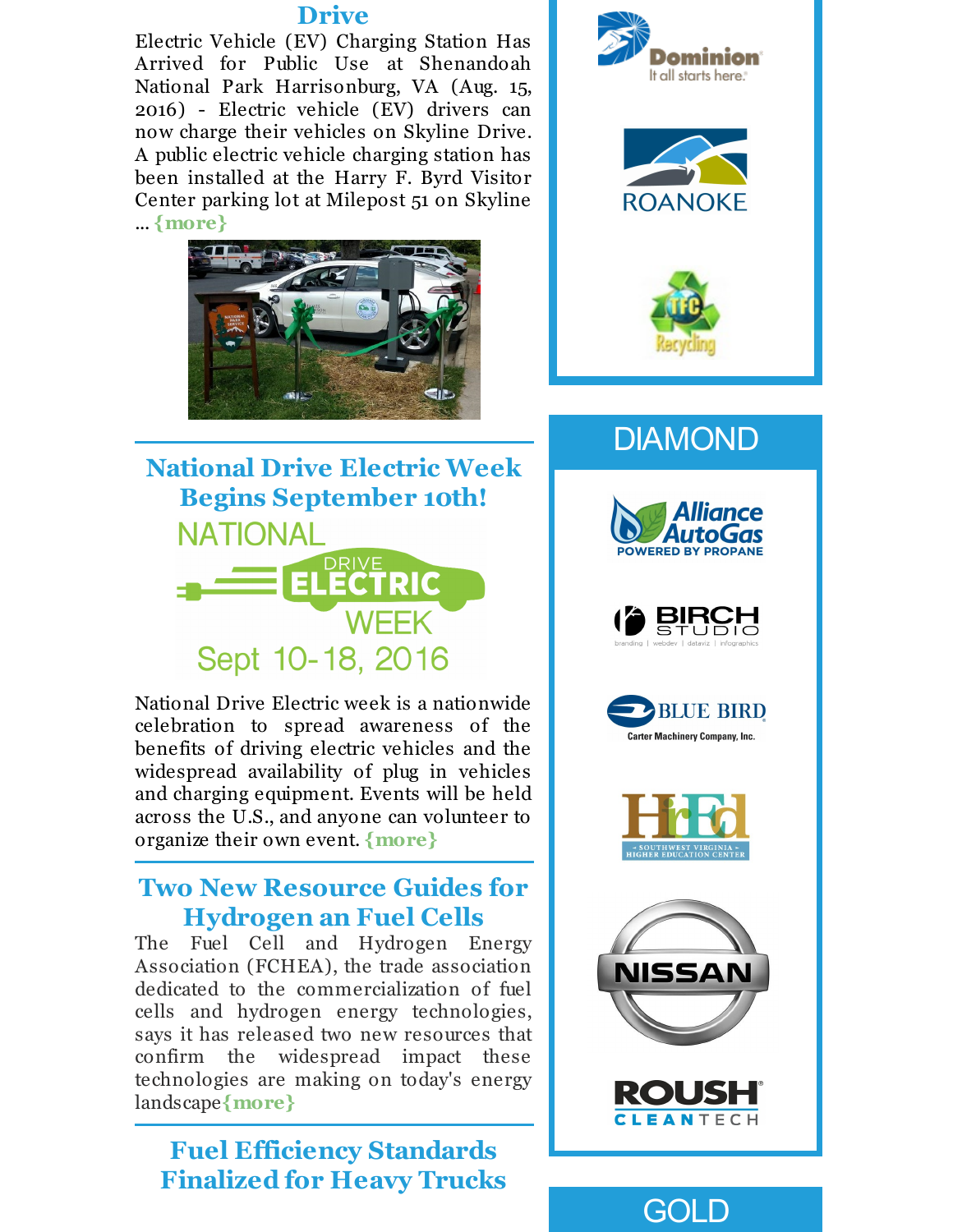## Drive

Electric Vehicle (EV) Charging Station Has Arrived for Public Use at Shenandoah National Park Harrisonburg, VA (Aug. 15, 2016) - Electric vehicle (EV) drivers can now charge their vehicles on Skyline Drive. A public electric vehicle charging station has been installed at the Harry F. Byrd Visitor Center parking lot at Milepost 51 on Skyline ... {more}

## National Drive Electric Week Begins September 10th!

NATIONAL DRIVE ELECTRIC WEEK

Sept 10-18, 2016

National Drive Electric week is a nationwide celebration to spread awareness of the benefits of driving electric vehicles and the widespread availability of plug in vehicles and charging equipment. Events will be held across the U.S., and anyone can volunteer to organize their own event. {more}

## Two New Resource Guides for Hydrogen an Fuel Cells

The Fuel Cell and Hydrogen Energy Association (FCHEA), the trade association dedicated to the commercialization of fuel cells and hydrogen energy technologies, says it has released two new resources that confirm the widespread impact these technologies are making on today's energy landscape{more}

## Fuel Efficiency Standards Finalized for Heavy Trucks

Dominion – It all starts here.

ROANOKE

TFC Recycling

## DIAMOND

Alliance AutoGas – POWERED BY PROPANE

BIRCH STUDIO – branding | webdev | dataviz | infographics

BLUE BIRD – Carter Machinery Company, Inc.

HiEd – Southwest Virginia Higher Education Center

NISSAN

ROUSH CLEANTECH

## GOLD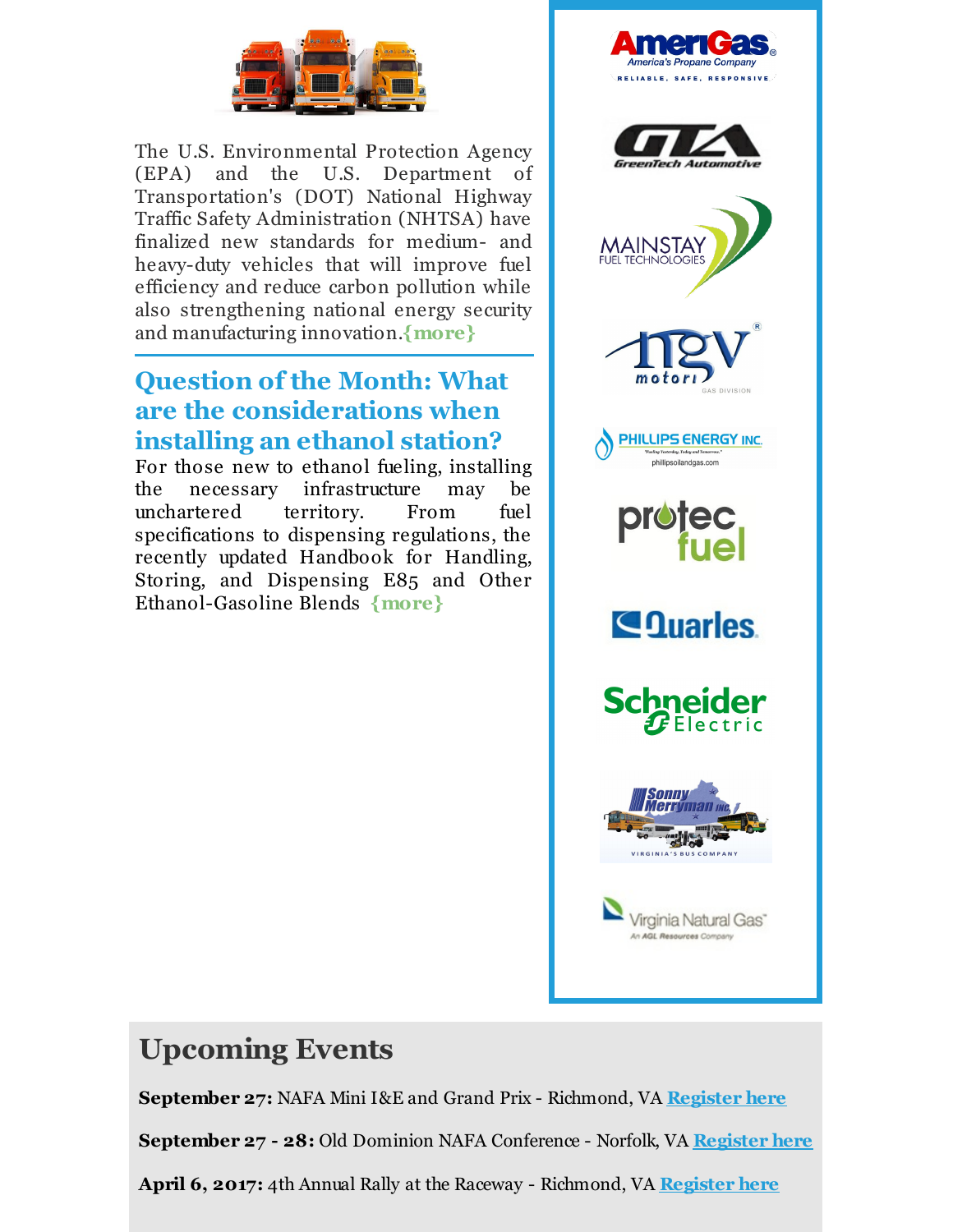The U.S. Environmental Protection Agency (EPA) and the U.S. Department of Transportation's (DOT) National Highway Traffic Safety Administration (NHTSA) have finalized new standards for medium- and heavy-duty vehicles that will improve fuel efficiency and reduce carbon pollution while also strengthening national energy security and manufacturing innovation.{more}

## Question of the Month: What are the considerations when installing an ethanol station?

For those new to ethanol fueling, installing the necessary infrastructure may be unchartered territory. From fuel specifications to dispensing regulations, the recently updated Handbook for Handling, Storing, and Dispensing E85 and Other Ethanol-Gasoline Blends {more}

## Upcoming Events

**September 27:** NAFA Mini I&E and Grand Prix - Richmond, VA Register here

**September 27 - 28:** Old Dominion NAFA Conference - Norfolk, VA Register here

**April 6, 2017:** 4th Annual Rally at the Raceway - Richmond, VA Register here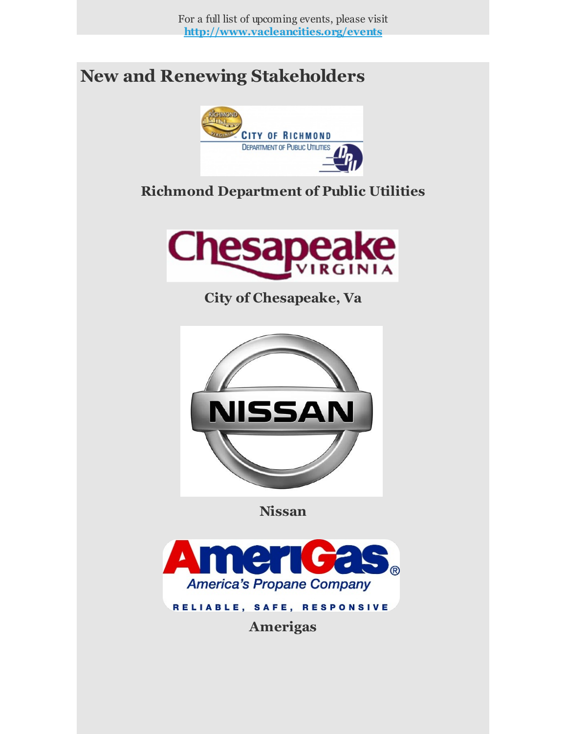For a full list of upcoming events, please visit
**http://www.vacleancities.org/events**

## New and Renewing Stakeholders

**Richmond Department of Public Utilities**

**City of Chesapeake, Va**

**Nissan**

**Amerigas**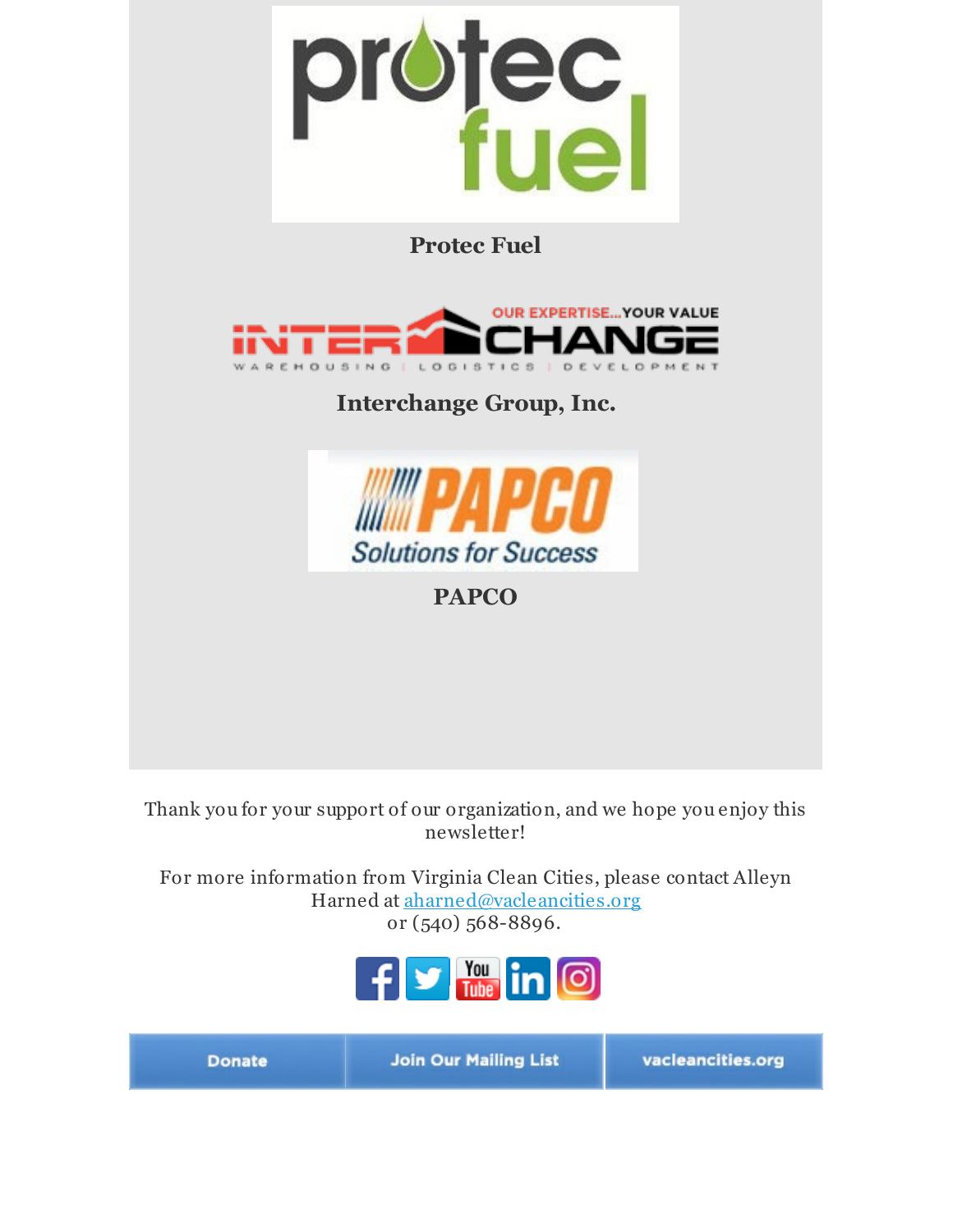**Protec Fuel**

**Interchange Group, Inc.**

**PAPCO**

Thank you for your support of our organization, and we hope you enjoy this newsletter!

For more information from Virginia Clean Cities, please contact Alleyn Harned at aharned@vacleancities.org or (540) 568-8896.

Donate | Join Our Mailing List | vacleancities.org